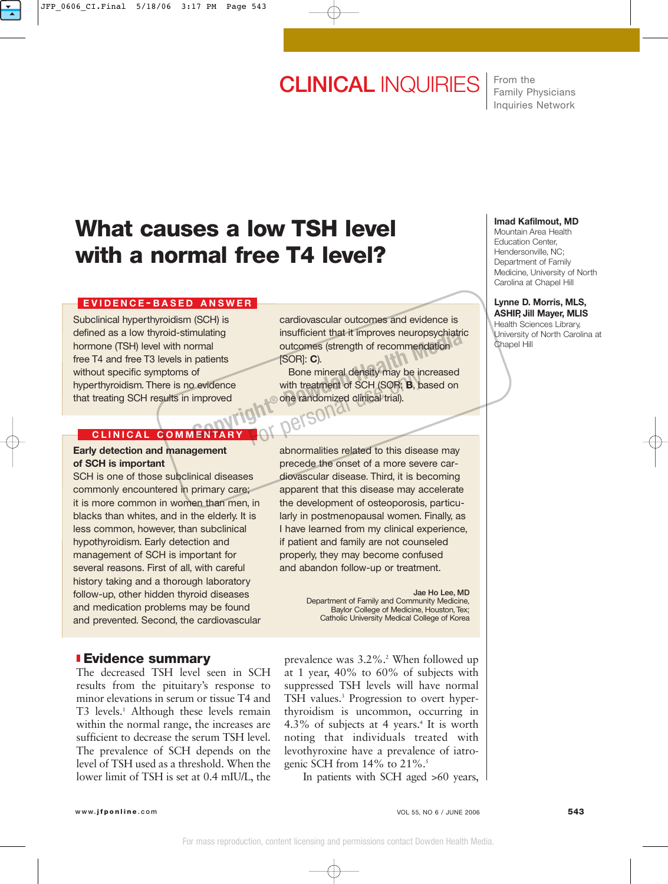# CLINICAL INQUIRIES

From the Family Physicians Inquiries Network

## What causes a low TSH level with a normal free T4 level?

**Imad Kafilmout, MD**
Mountain Area Health Education Center, Hendersonville, NC; Department of Family Medicine, University of North Carolina at Chapel Hill

**Lynne D. Morris, MLS, ASHIP, Jill Mayer, MLIS**
Health Sciences Library, University of North Carolina at Chapel Hill

### EVIDENCE-BASED ANSWER

Subclinical hyperthyroidism (SCH) is defined as a low thyroid-stimulating hormone (TSH) level with normal free T4 and free T3 levels in patients without specific symptoms of hyperthyroidism. There is no evidence that treating SCH results in improved cardiovascular outcomes and evidence is insufficient that it improves neuropsychiatric outcomes (strength of recommendation [SOR]: **C**).

Bone mineral density may be increased with treatment of SCH (SOR: **B**, based on one randomized clinical trial).

### CLINICAL COMMENTARY

**Early detection and management of SCH is important**

SCH is one of those subclinical diseases commonly encountered in primary care; it is more common in women than men, in blacks than whites, and in the elderly. It is less common, however, than subclinical hypothyroidism. Early detection and management of SCH is important for several reasons. First of all, with careful history taking and a thorough laboratory follow-up, other hidden thyroid diseases and medication problems may be found and prevented. Second, the cardiovascular abnormalities related to this disease may precede the onset of a more severe cardiovascular disease. Third, it is becoming apparent that this disease may accelerate the development of osteoporosis, particularly in postmenopausal women. Finally, as I have learned from my clinical experience, if patient and family are not counseled properly, they may become confused and abandon follow-up or treatment.

**Jae Ho Lee, MD**
Department of Family and Community Medicine, Baylor College of Medicine, Houston, Tex; Catholic University Medical College of Korea

## Evidence summary

The decreased TSH level seen in SCH results from the pituitary's response to minor elevations in serum or tissue T4 and T3 levels.[1] Although these levels remain within the normal range, the increases are sufficient to decrease the serum TSH level. The prevalence of SCH depends on the level of TSH used as a threshold. When the lower limit of TSH is set at 0.4 mIU/L, the prevalence was 3.2%.[2] When followed up at 1 year, 40% to 60% of subjects with suppressed TSH levels will have normal TSH values.[3] Progression to overt hyperthyroidism is uncommon, occurring in 4.3% of subjects at 4 years.[4] It is worth noting that individuals treated with levothyroxine have a prevalence of iatrogenic SCH from 14% to 21%.[5]

In patients with SCH aged >60 years,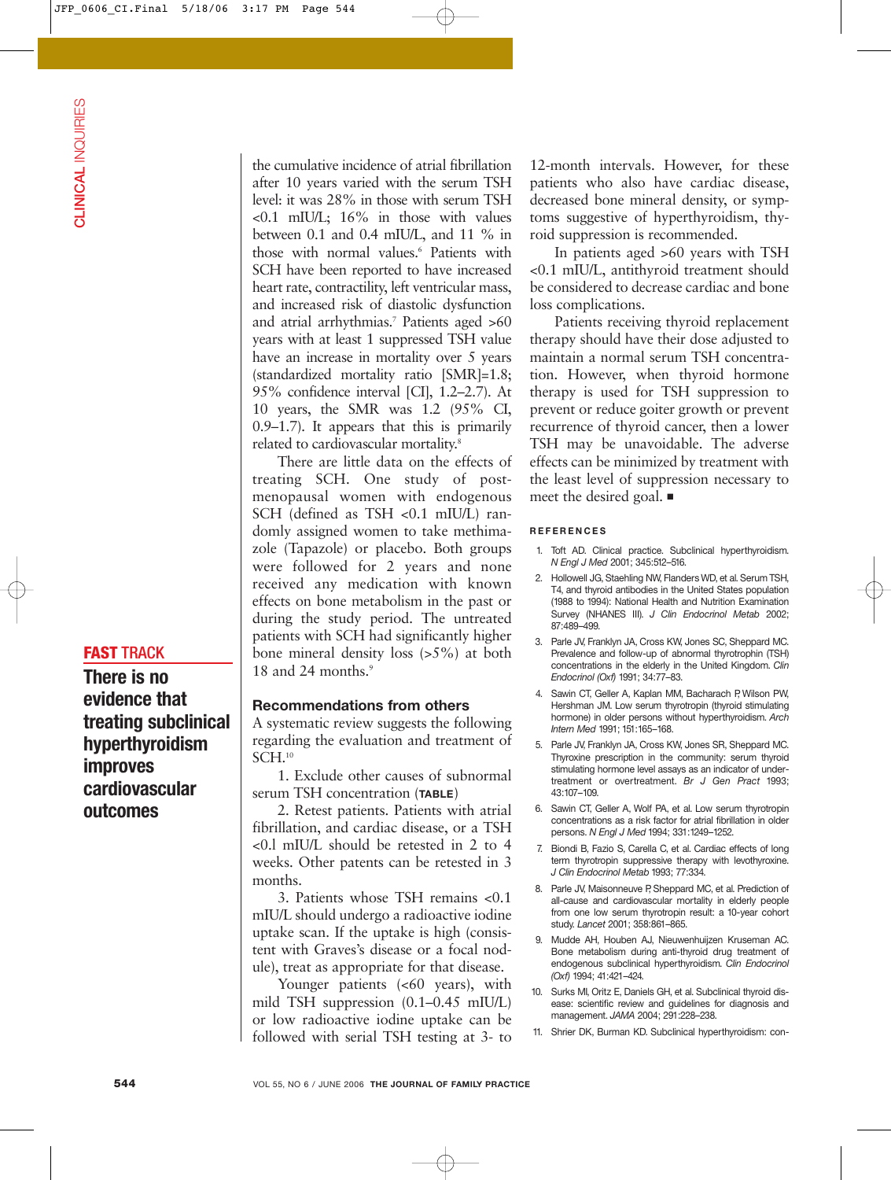the cumulative incidence of atrial fibrillation after 10 years varied with the serum TSH level: it was 28% in those with serum TSH <0.1 mIU/L; 16% in those with values between 0.1 and 0.4 mIU/L, and 11 % in those with normal values.[6] Patients with SCH have been reported to have increased heart rate, contractility, left ventricular mass, and increased risk of diastolic dysfunction and atrial arrhythmias.[7] Patients aged >60 years with at least 1 suppressed TSH value have an increase in mortality over 5 years (standardized mortality ratio [SMR]=1.8; 95% confidence interval [CI], 1.2–2.7). At 10 years, the SMR was 1.2 (95% CI, 0.9–1.7). It appears that this is primarily related to cardiovascular mortality.[8]

There are little data on the effects of treating SCH. One study of postmenopausal women with endogenous SCH (defined as TSH <0.1 mIU/L) randomly assigned women to take methimazole (Tapazole) or placebo. Both groups were followed for 2 years and none received any medication with known effects on bone metabolism in the past or during the study period. The untreated patients with SCH had significantly higher bone mineral density loss (>5%) at both 18 and 24 months.[9]

**FAST TRACK**

**There is no evidence that treating subclinical hyperthyroidism improves cardiovascular outcomes**

### Recommendations from others

A systematic review suggests the following regarding the evaluation and treatment of SCH.[10]

1. Exclude other causes of subnormal serum TSH concentration (**TABLE**)

2. Retest patients. Patients with atrial fibrillation, and cardiac disease, or a TSH <0.l mIU/L should be retested in 2 to 4 weeks. Other patents can be retested in 3 months.

3. Patients whose TSH remains <0.1 mIU/L should undergo a radioactive iodine uptake scan. If the uptake is high (consistent with Graves's disease or a focal nodule), treat as appropriate for that disease.

Younger patients (<60 years), with mild TSH suppression (0.1–0.45 mIU/L) or low radioactive iodine uptake can be followed with serial TSH testing at 3- to 12-month intervals. However, for these patients who also have cardiac disease, decreased bone mineral density, or symptoms suggestive of hyperthyroidism, thyroid suppression is recommended.

In patients aged >60 years with TSH <0.1 mIU/L, antithyroid treatment should be considered to decrease cardiac and bone loss complications.

Patients receiving thyroid replacement therapy should have their dose adjusted to maintain a normal serum TSH concentration. However, when thyroid hormone therapy is used for TSH suppression to prevent or reduce goiter growth or prevent recurrence of thyroid cancer, then a lower TSH may be unavoidable. The adverse effects can be minimized by treatment with the least level of suppression necessary to meet the desired goal. ■

### REFERENCES

1. Toft AD. Clinical practice. Subclinical hyperthyroidism. *N Engl J Med* 2001; 345:512–516.
2. Hollowell JG, Staehling NW, Flanders WD, et al. Serum TSH, T4, and thyroid antibodies in the United States population (1988 to 1994): National Health and Nutrition Examination Survey (NHANES III). *J Clin Endocrinol Metab* 2002; 87:489–499.
3. Parle JV, Franklyn JA, Cross KW, Jones SC, Sheppard MC. Prevalence and follow-up of abnormal thyrotrophin (TSH) concentrations in the elderly in the United Kingdom. *Clin Endocrinol (Oxf)* 1991; 34:77–83.
4. Sawin CT, Geller A, Kaplan MM, Bacharach P, Wilson PW, Hershman JM. Low serum thyrotropin (thyroid stimulating hormone) in older persons without hyperthyroidism. *Arch Intern Med* 1991; 151:165–168.
5. Parle JV, Franklyn JA, Cross KW, Jones SR, Sheppard MC. Thyroxine prescription in the community: serum thyroid stimulating hormone level assays as an indicator of undertreatment or overtreatment. *Br J Gen Pract* 1993; 43:107–109.
6. Sawin CT, Geller A, Wolf PA, et al. Low serum thyrotropin concentrations as a risk factor for atrial fibrillation in older persons. *N Engl J Med* 1994; 331:1249–1252.
7. Biondi B, Fazio S, Carella C, et al. Cardiac effects of long term thyrotropin suppressive therapy with levothyroxine. *J Clin Endocrinol Metab* 1993; 77:334.
8. Parle JV, Maisonneuve P, Sheppard MC, et al. Prediction of all-cause and cardiovascular mortality in elderly people from one low serum thyrotropin result: a 10-year cohort study. *Lancet* 2001; 358:861–865.
9. Mudde AH, Houben AJ, Nieuwenhuijzen Kruseman AC. Bone metabolism during anti-thyroid drug treatment of endogenous subclinical hyperthyroidism. *Clin Endocrinol (Oxf)* 1994; 41:421–424.
10. Surks MI, Oritz E, Daniels GH, et al. Subclinical thyroid disease: scientific review and guidelines for diagnosis and management. *JAMA* 2004; 291:228–238.
11. Shrier DK, Burman KD. Subclinical hyperthyroidism: con-